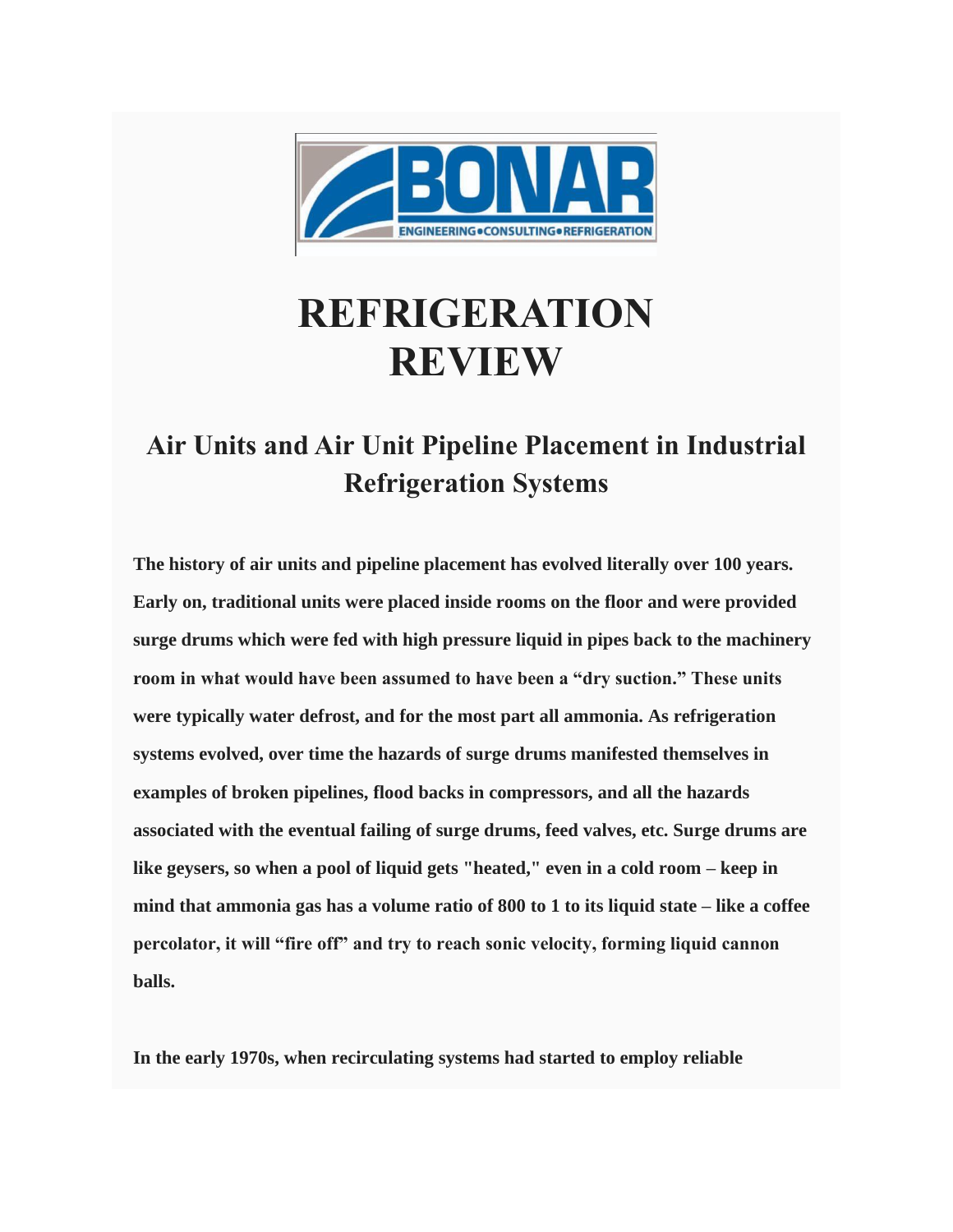BONAR

ENGINEERING•CONSULTING•REFRIGERATION

# REFRIGERATION REVIEW

## Air Units and Air Unit Pipeline Placement in Industrial Refrigeration Systems

**The history of air units and pipeline placement has evolved literally over 100 years. Early on, traditional units were placed inside rooms on the floor and were provided surge drums which were fed with high pressure liquid in pipes back to the machinery room in what would have been assumed to have been a "dry suction." These units were typically water defrost, and for the most part all ammonia. As refrigeration systems evolved, over time the hazards of surge drums manifested themselves in examples of broken pipelines, flood backs in compressors, and all the hazards associated with the eventual failing of surge drums, feed valves, etc. Surge drums are like geysers, so when a pool of liquid gets "heated," even in a cold room – keep in mind that ammonia gas has a volume ratio of 800 to 1 to its liquid state – like a coffee percolator, it will "fire off" and try to reach sonic velocity, forming liquid cannon balls.**

**In the early 1970s, when recirculating systems had started to employ reliable**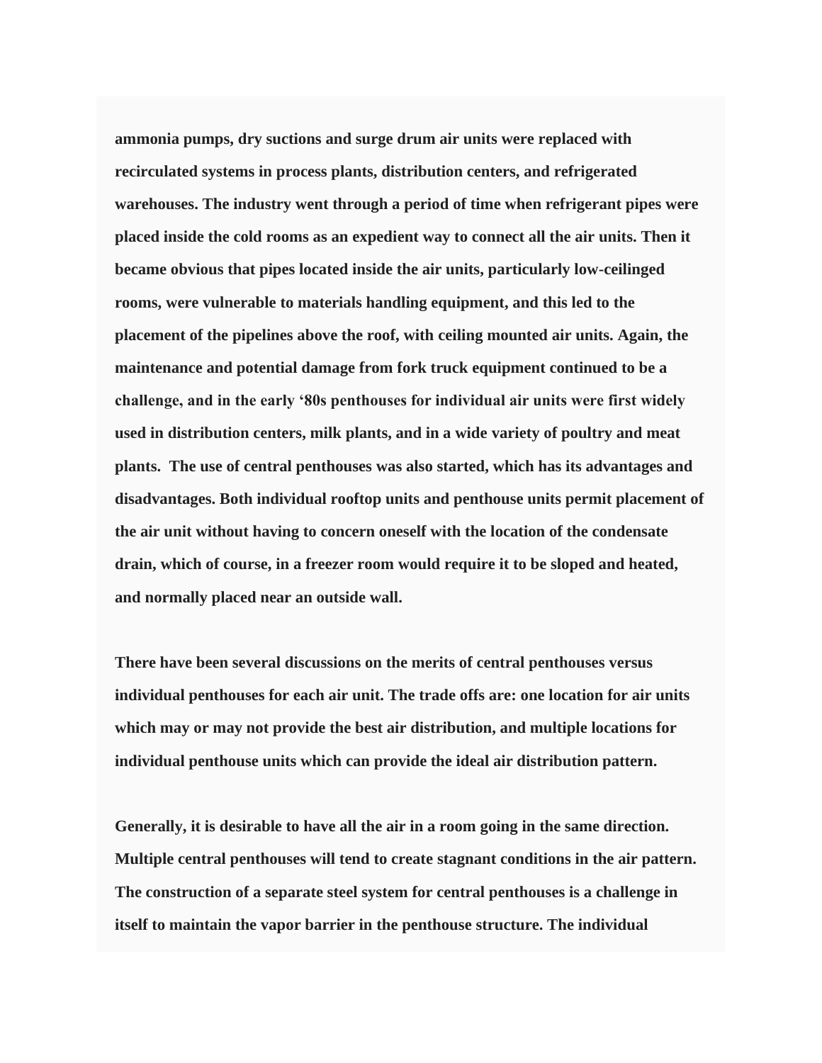**ammonia pumps, dry suctions and surge drum air units were replaced with recirculated systems in process plants, distribution centers, and refrigerated warehouses. The industry went through a period of time when refrigerant pipes were placed inside the cold rooms as an expedient way to connect all the air units. Then it became obvious that pipes located inside the air units, particularly low-ceilinged rooms, were vulnerable to materials handling equipment, and this led to the placement of the pipelines above the roof, with ceiling mounted air units. Again, the maintenance and potential damage from fork truck equipment continued to be a challenge, and in the early '80s penthouses for individual air units were first widely used in distribution centers, milk plants, and in a wide variety of poultry and meat plants. The use of central penthouses was also started, which has its advantages and disadvantages. Both individual rooftop units and penthouse units permit placement of the air unit without having to concern oneself with the location of the condensate drain, which of course, in a freezer room would require it to be sloped and heated, and normally placed near an outside wall.**

**There have been several discussions on the merits of central penthouses versus individual penthouses for each air unit. The trade offs are: one location for air units which may or may not provide the best air distribution, and multiple locations for individual penthouse units which can provide the ideal air distribution pattern.**

**Generally, it is desirable to have all the air in a room going in the same direction. Multiple central penthouses will tend to create stagnant conditions in the air pattern. The construction of a separate steel system for central penthouses is a challenge in itself to maintain the vapor barrier in the penthouse structure. The individual**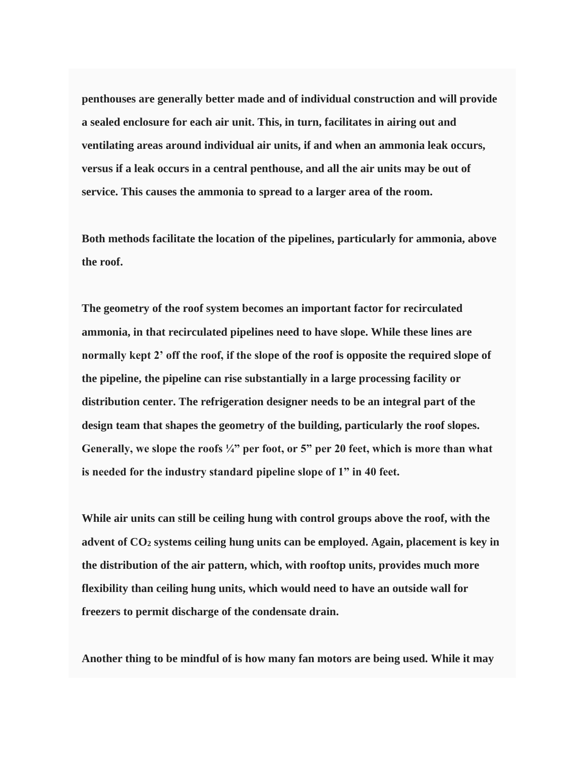**penthouses are generally better made and of individual construction and will provide a sealed enclosure for each air unit. This, in turn, facilitates in airing out and ventilating areas around individual air units, if and when an ammonia leak occurs, versus if a leak occurs in a central penthouse, and all the air units may be out of service. This causes the ammonia to spread to a larger area of the room.**

**Both methods facilitate the location of the pipelines, particularly for ammonia, above the roof.**

**The geometry of the roof system becomes an important factor for recirculated ammonia, in that recirculated pipelines need to have slope. While these lines are normally kept 2' off the roof, if the slope of the roof is opposite the required slope of the pipeline, the pipeline can rise substantially in a large processing facility or distribution center. The refrigeration designer needs to be an integral part of the design team that shapes the geometry of the building, particularly the roof slopes. Generally, we slope the roofs ¼" per foot, or 5" per 20 feet, which is more than what is needed for the industry standard pipeline slope of 1" in 40 feet.**

**While air units can still be ceiling hung with control groups above the roof, with the advent of $CO_2$ systems ceiling hung units can be employed. Again, placement is key in the distribution of the air pattern, which, with rooftop units, provides much more flexibility than ceiling hung units, which would need to have an outside wall for freezers to permit discharge of the condensate drain.**

**Another thing to be mindful of is how many fan motors are being used. While it may**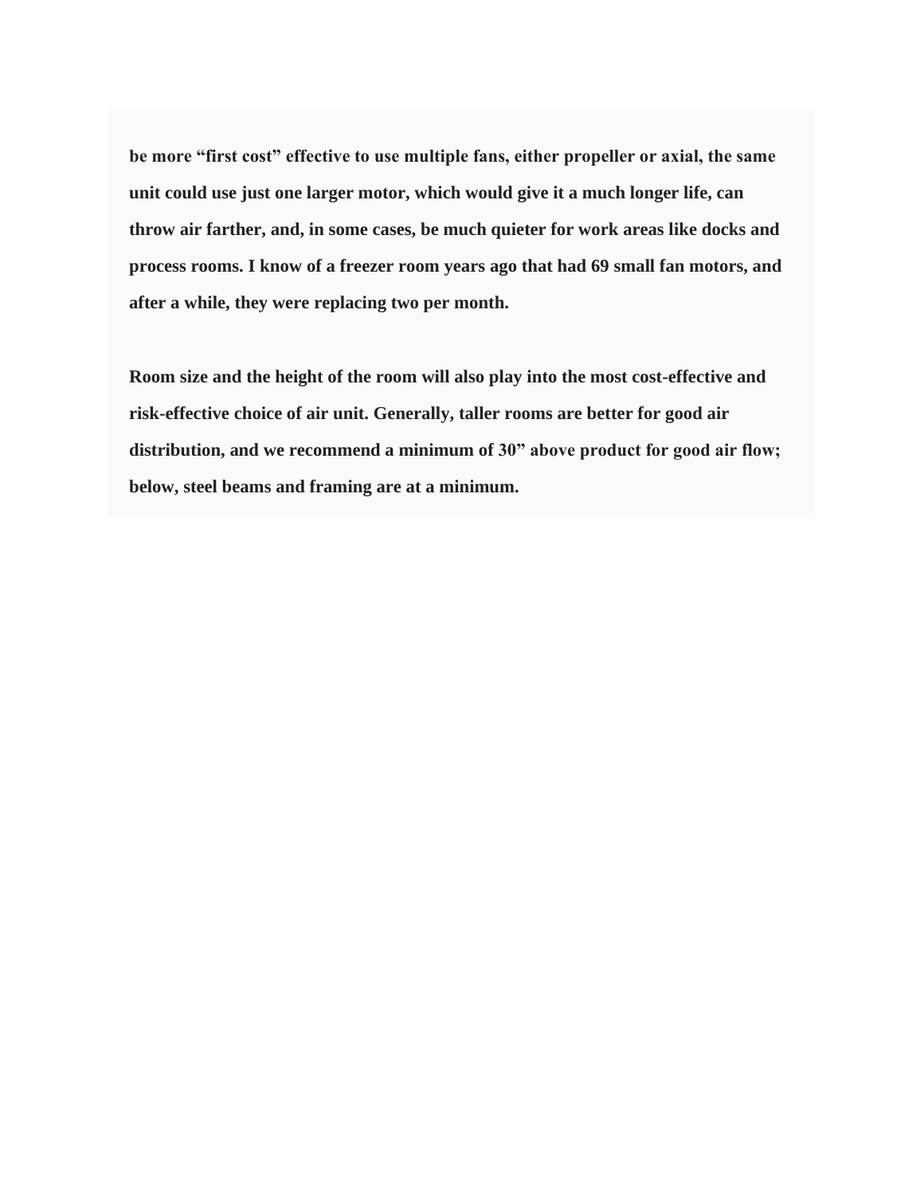**be more "first cost" effective to use multiple fans, either propeller or axial, the same unit could use just one larger motor, which would give it a much longer life, can throw air farther, and, in some cases, be much quieter for work areas like docks and process rooms. I know of a freezer room years ago that had 69 small fan motors, and after a while, they were replacing two per month.**

**Room size and the height of the room will also play into the most cost-effective and risk-effective choice of air unit. Generally, taller rooms are better for good air distribution, and we recommend a minimum of 30" above product for good air flow; below, steel beams and framing are at a minimum.**